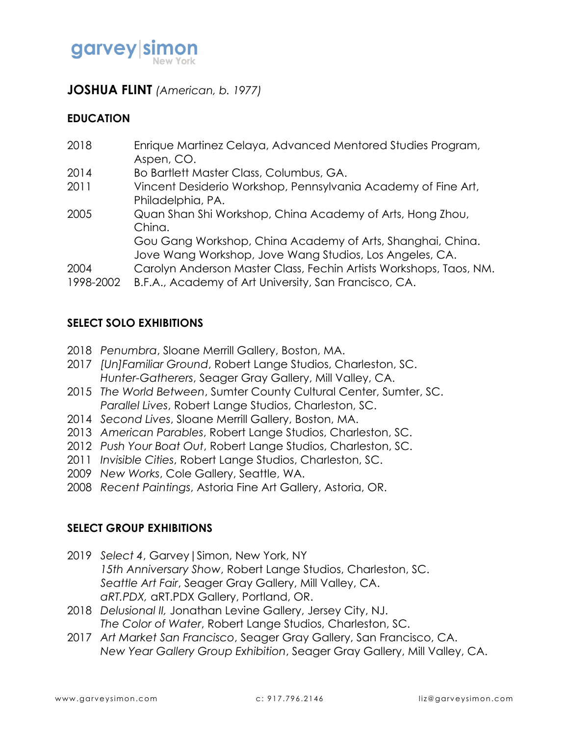garvey|simon
New York

# JOSHUA FLINT *(American, b. 1977)*

## EDUCATION

2018 Enrique Martinez Celaya, Advanced Mentored Studies Program, Aspen, CO.
2014 Bo Bartlett Master Class, Columbus, GA.
2011 Vincent Desiderio Workshop, Pennsylvania Academy of Fine Art, Philadelphia, PA.
2005 Quan Shan Shi Workshop, China Academy of Arts, Hong Zhou, China.
Gou Gang Workshop, China Academy of Arts, Shanghai, China.
Jove Wang Workshop, Jove Wang Studios, Los Angeles, CA.
2004 Carolyn Anderson Master Class, Fechin Artists Workshops, Taos, NM.
1998-2002 B.F.A., Academy of Art University, San Francisco, CA.

## SELECT SOLO EXHIBITIONS

2018 *Penumbra*, Sloane Merrill Gallery, Boston, MA.
2017 *[Un]Familiar Ground*, Robert Lange Studios, Charleston, SC.
*Hunter-Gatherers*, Seager Gray Gallery, Mill Valley, CA.
2015 *The World Between*, Sumter County Cultural Center, Sumter, SC.
*Parallel Lives*, Robert Lange Studios, Charleston, SC.
2014 *Second Lives*, Sloane Merrill Gallery, Boston, MA.
2013 *American Parables*, Robert Lange Studios, Charleston, SC.
2012 *Push Your Boat Out*, Robert Lange Studios, Charleston, SC.
2011 *Invisible Cities*, Robert Lange Studios, Charleston, SC.
2009 *New Works*, Cole Gallery, Seattle, WA.
2008 *Recent Paintings*, Astoria Fine Art Gallery, Astoria, OR.

## SELECT GROUP EXHIBITIONS

2019 *Select 4*, Garvey|Simon, New York, NY
*15th Anniversary Show*, Robert Lange Studios, Charleston, SC.
*Seattle Art Fair*, Seager Gray Gallery, Mill Valley, CA.
*aRT.PDX,* aRT.PDX Gallery, Portland, OR.
2018 *Delusional II,* Jonathan Levine Gallery, Jersey City, NJ.
*The Color of Water*, Robert Lange Studios, Charleston, SC.
2017 *Art Market San Francisco*, Seager Gray Gallery, San Francisco, CA.
*New Year Gallery Group Exhibition*, Seager Gray Gallery, Mill Valley, CA.

www.garveysimon.com c: 917.796.2146 liz@garveysimon.com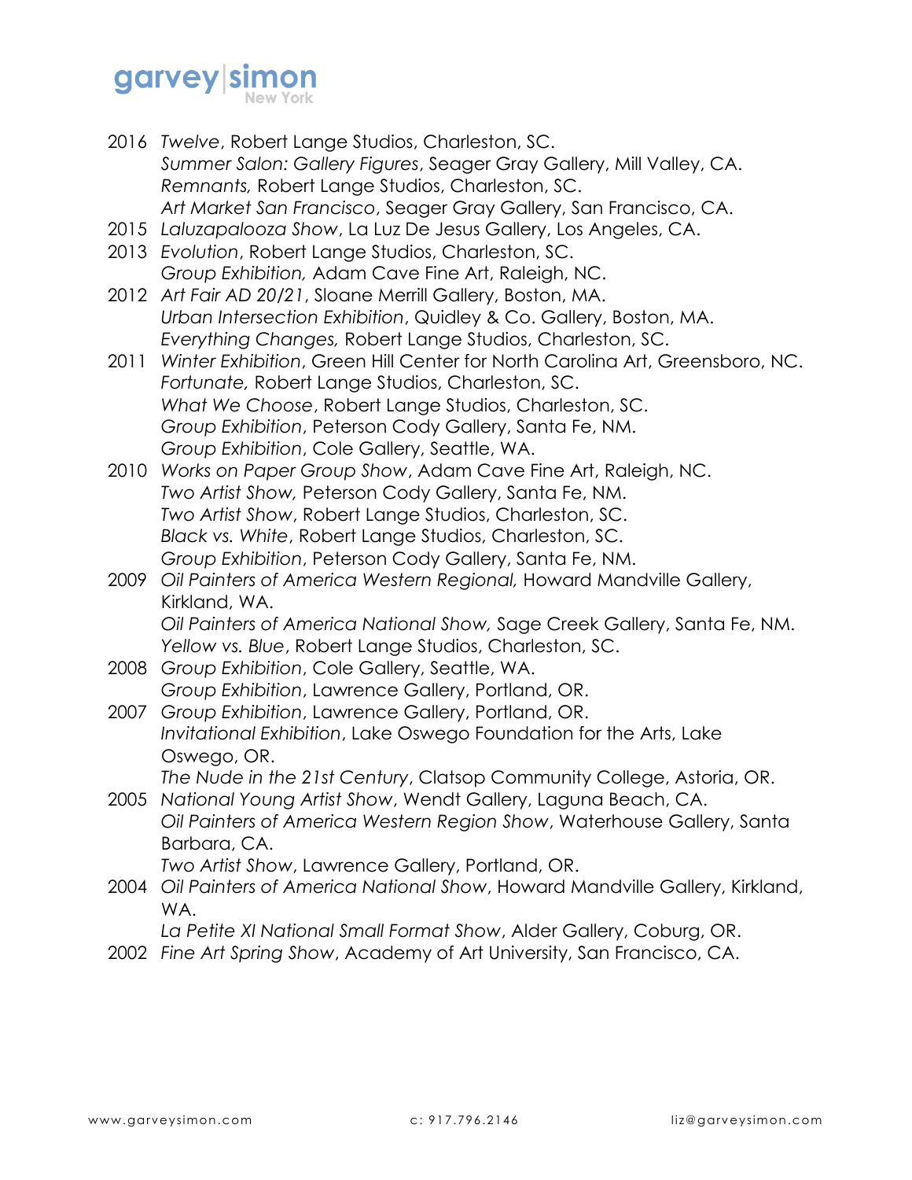2016 *Twelve*, Robert Lange Studios, Charleston, SC.
*Summer Salon: Gallery Figures*, Seager Gray Gallery, Mill Valley, CA.
*Remnants,* Robert Lange Studios, Charleston, SC.
*Art Market San Francisco*, Seager Gray Gallery, San Francisco, CA.

2015 *Laluzapalooza Show*, La Luz De Jesus Gallery, Los Angeles, CA.

2013 *Evolution*, Robert Lange Studios, Charleston, SC.
*Group Exhibition,* Adam Cave Fine Art, Raleigh, NC.

2012 *Art Fair AD 20/21*, Sloane Merrill Gallery, Boston, MA.
*Urban Intersection Exhibition*, Quidley & Co. Gallery, Boston, MA.
*Everything Changes,* Robert Lange Studios, Charleston, SC.

2011 *Winter Exhibition*, Green Hill Center for North Carolina Art, Greensboro, NC.
*Fortunate,* Robert Lange Studios, Charleston, SC.
*What We Choose*, Robert Lange Studios, Charleston, SC.
*Group Exhibition*, Peterson Cody Gallery, Santa Fe, NM.
*Group Exhibition*, Cole Gallery, Seattle, WA.

2010 *Works on Paper Group Show*, Adam Cave Fine Art, Raleigh, NC.
*Two Artist Show,* Peterson Cody Gallery, Santa Fe, NM.
*Two Artist Show*, Robert Lange Studios, Charleston, SC.
*Black vs. White*, Robert Lange Studios, Charleston, SC.
*Group Exhibition*, Peterson Cody Gallery, Santa Fe, NM.

2009 *Oil Painters of America Western Regional,* Howard Mandville Gallery, Kirkland, WA.
*Oil Painters of America National Show,* Sage Creek Gallery, Santa Fe, NM.
*Yellow vs. Blue*, Robert Lange Studios, Charleston, SC.

2008 *Group Exhibition*, Cole Gallery, Seattle, WA.
*Group Exhibition*, Lawrence Gallery, Portland, OR.

2007 *Group Exhibition*, Lawrence Gallery, Portland, OR.
*Invitational Exhibition*, Lake Oswego Foundation for the Arts, Lake Oswego, OR.
*The Nude in the 21st Century*, Clatsop Community College, Astoria, OR.

2005 *National Young Artist Show*, Wendt Gallery, Laguna Beach, CA.
*Oil Painters of America Western Region Show*, Waterhouse Gallery, Santa Barbara, CA.
*Two Artist Show*, Lawrence Gallery, Portland, OR.

2004 *Oil Painters of America National Show*, Howard Mandville Gallery, Kirkland, WA.
*La Petite XI National Small Format Show*, Alder Gallery, Coburg, OR.

2002 *Fine Art Spring Show*, Academy of Art University, San Francisco, CA.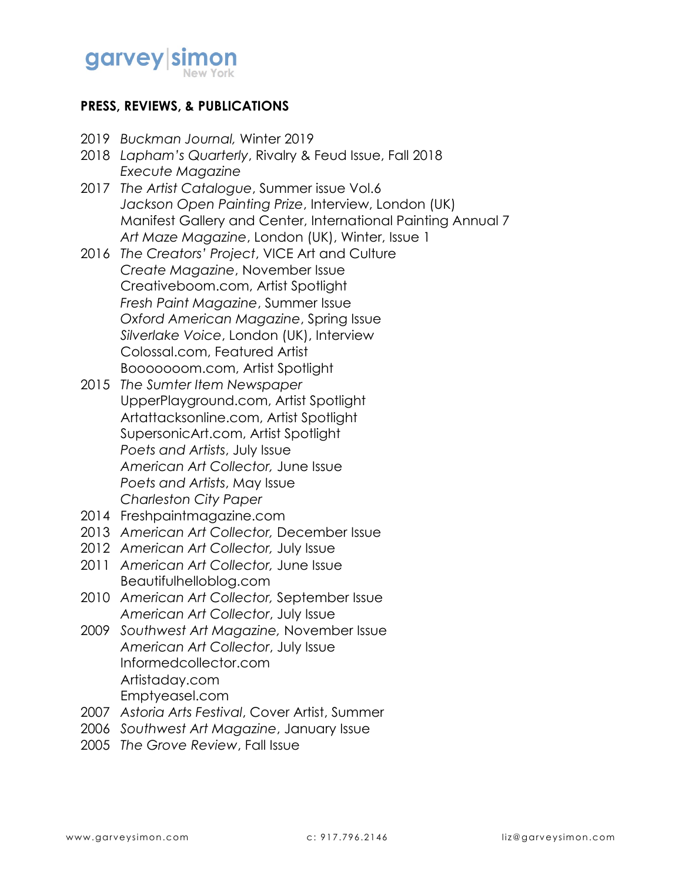## PRESS, REVIEWS, & PUBLICATIONS

2019 *Buckman Journal,* Winter 2019

2018 *Lapham's Quarterly*, Rivalry & Feud Issue, Fall 2018
*Execute Magazine*

2017 *The Artist Catalogue*, Summer issue Vol.6
*Jackson Open Painting Prize*, Interview, London (UK)
Manifest Gallery and Center, International Painting Annual 7
*Art Maze Magazine*, London (UK), Winter, Issue 1

2016 *The Creators' Project*, VICE Art and Culture
*Create Magazine*, November Issue
Creativeboom.com, Artist Spotlight
*Fresh Paint Magazine*, Summer Issue
*Oxford American Magazine*, Spring Issue
*Silverlake Voice*, London (UK), Interview
Colossal.com, Featured Artist
Booooooom.com, Artist Spotlight

2015 *The Sumter Item Newspaper*
UpperPlayground.com, Artist Spotlight
Artattacksonline.com, Artist Spotlight
SupersonicArt.com, Artist Spotlight
*Poets and Artists*, July Issue
*American Art Collector,* June Issue
*Poets and Artists*, May Issue
*Charleston City Paper*

2014 Freshpaintmagazine.com

2013 *American Art Collector,* December Issue

2012 *American Art Collector,* July Issue

2011 *American Art Collector,* June Issue
Beautifulhelloblog.com

2010 *American Art Collector,* September Issue
*American Art Collector*, July Issue

2009 *Southwest Art Magazine*, November Issue
*American Art Collector*, July Issue
Informedcollector.com
Artistaday.com
Emptyeasel.com

2007 *Astoria Arts Festival*, Cover Artist, Summer

2006 *Southwest Art Magazine*, January Issue

2005 *The Grove Review*, Fall Issue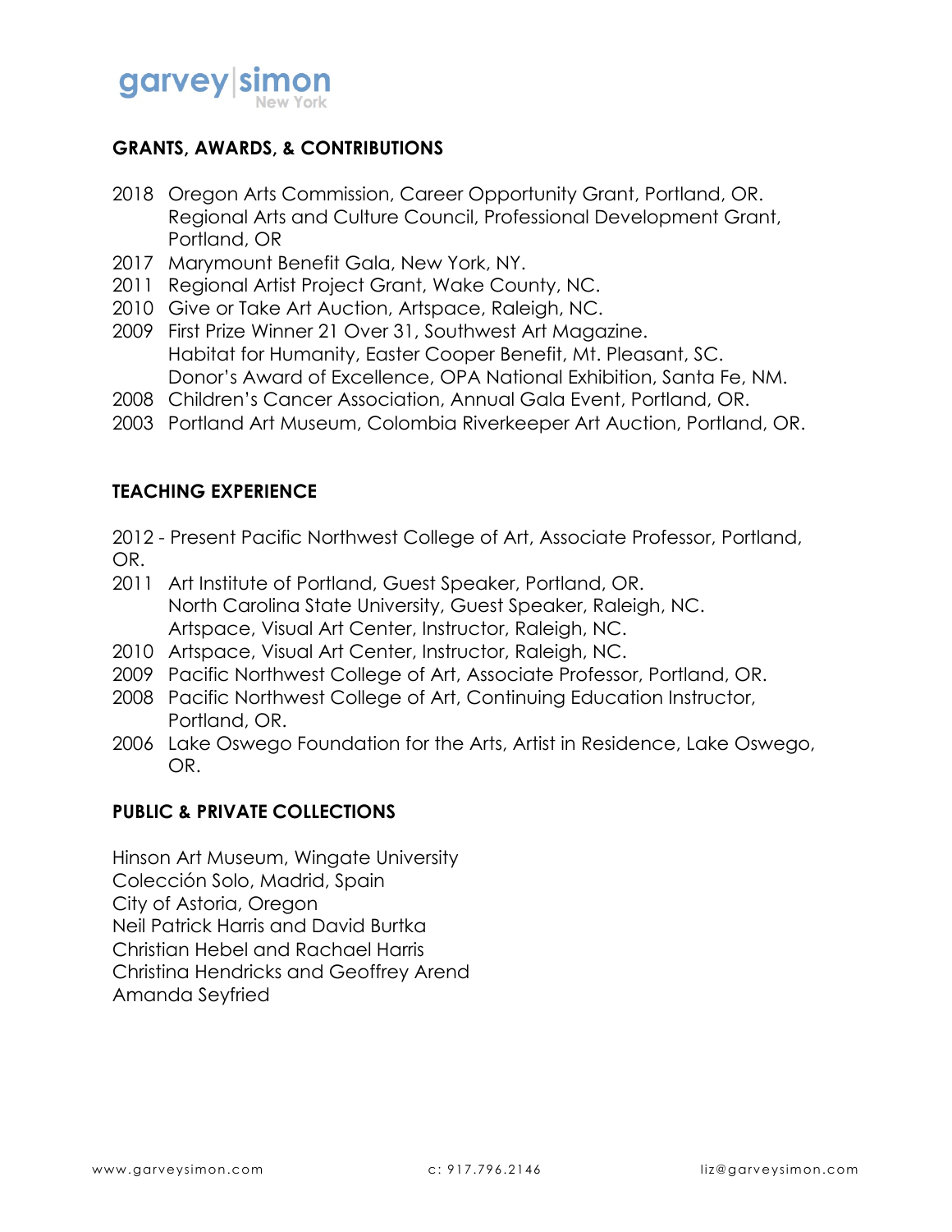## GRANTS, AWARDS, & CONTRIBUTIONS

2018 Oregon Arts Commission, Career Opportunity Grant, Portland, OR.
Regional Arts and Culture Council, Professional Development Grant, Portland, OR
2017 Marymount Benefit Gala, New York, NY.
2011 Regional Artist Project Grant, Wake County, NC.
2010 Give or Take Art Auction, Artspace, Raleigh, NC.
2009 First Prize Winner 21 Over 31, Southwest Art Magazine.
Habitat for Humanity, Easter Cooper Benefit, Mt. Pleasant, SC.
Donor's Award of Excellence, OPA National Exhibition, Santa Fe, NM.
2008 Children's Cancer Association, Annual Gala Event, Portland, OR.
2003 Portland Art Museum, Colombia Riverkeeper Art Auction, Portland, OR.

## TEACHING EXPERIENCE

2012 - Present Pacific Northwest College of Art, Associate Professor, Portland, OR.
2011 Art Institute of Portland, Guest Speaker, Portland, OR.
North Carolina State University, Guest Speaker, Raleigh, NC.
Artspace, Visual Art Center, Instructor, Raleigh, NC.
2010 Artspace, Visual Art Center, Instructor, Raleigh, NC.
2009 Pacific Northwest College of Art, Associate Professor, Portland, OR.
2008 Pacific Northwest College of Art, Continuing Education Instructor, Portland, OR.
2006 Lake Oswego Foundation for the Arts, Artist in Residence, Lake Oswego, OR.

## PUBLIC & PRIVATE COLLECTIONS

Hinson Art Museum, Wingate University
Colección Solo, Madrid, Spain
City of Astoria, Oregon
Neil Patrick Harris and David Burtka
Christian Hebel and Rachael Harris
Christina Hendricks and Geoffrey Arend
Amanda Seyfried